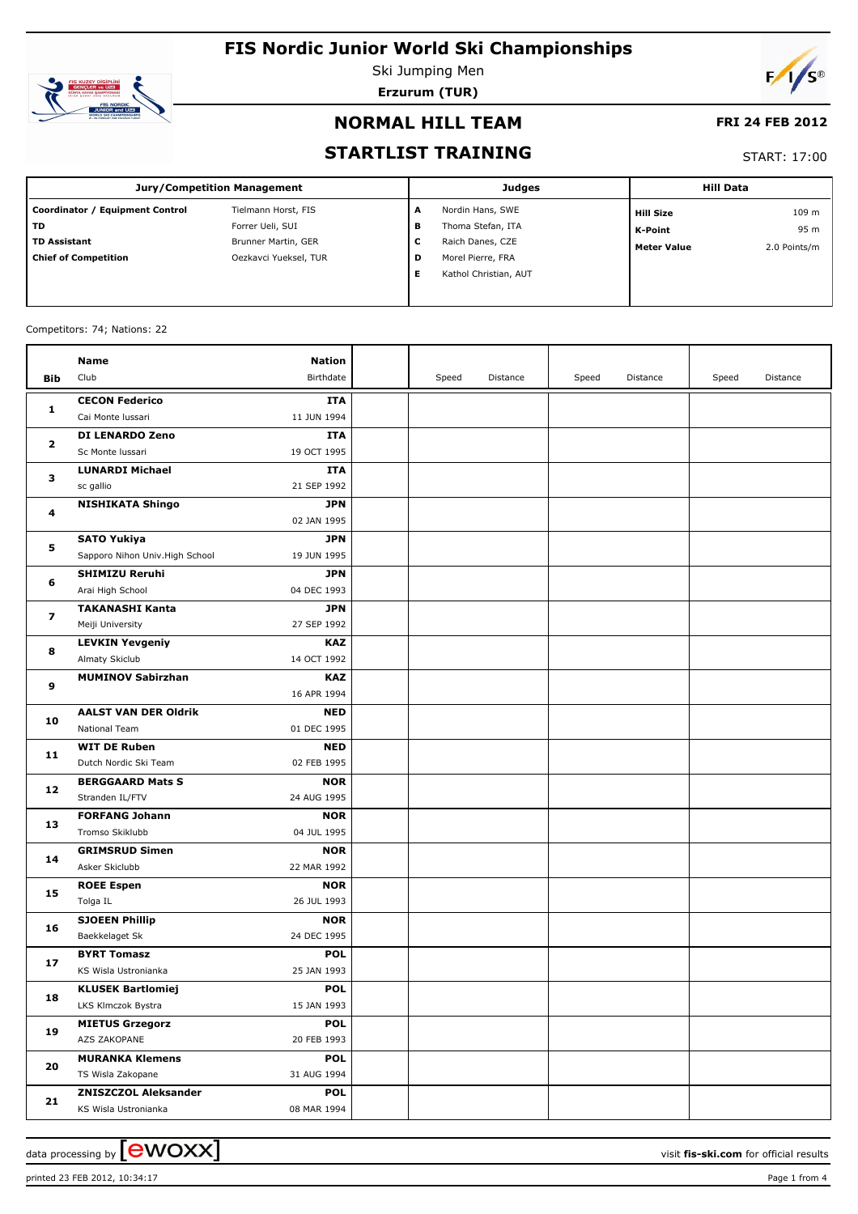# FIS Nordic Junior World Ski Championships

Ski Jumping Men

**Erzurum (TUR)**

## NORMAL HILL TEAM

**FRI 24 FEB 2012**

## STARTLIST TRAINING

START: 17:00

| Jury/Competition Management | | Judges | | Hill Data | |
|---|---|---|---|---|---|
| **Coordinator / Equipment Control** | Tielmann Horst, FIS | **A** | Nordin Hans, SWE | **Hill Size** | 109 m |
| **TD** | Forrer Ueli, SUI | **B** | Thoma Stefan, ITA | **K-Point** | 95 m |
| **TD Assistant** | Brunner Martin, GER | **C** | Raich Danes, CZE | **Meter Value** | 2.0 Points/m |
| **Chief of Competition** | Oezkavci Yueksel, TUR | **D** | Morel Pierre, FRA | | |
| | | **E** | Kathol Christian, AUT | | |

Competitors: 74; Nations: 22

| Bib | Name / Club | Nation / Birthdate | | Speed | Distance | Speed | Distance | Speed | Distance |
|---|---|---|---|---|---|---|---|---|---|
| **1** | **CECON Federico**<br>Cai Monte Iussari | **ITA**<br>11 JUN 1994 | | | | | | | |
| **2** | **DI LENARDO Zeno**<br>Sc Monte Iussari | **ITA**<br>19 OCT 1995 | | | | | | | |
| **3** | **LUNARDI Michael**<br>sc gallio | **ITA**<br>21 SEP 1992 | | | | | | | |
| **4** | **NISHIKATA Shingo** | **JPN**<br>02 JAN 1995 | | | | | | | |
| **5** | **SATO Yukiya**<br>Sapporo Nihon Univ.High School | **JPN**<br>19 JUN 1995 | | | | | | | |
| **6** | **SHIMIZU Reruhi**<br>Arai High School | **JPN**<br>04 DEC 1993 | | | | | | | |
| **7** | **TAKANASHI Kanta**<br>Meiji University | **JPN**<br>27 SEP 1992 | | | | | | | |
| **8** | **LEVKIN Yevgeniy**<br>Almaty Skiclub | **KAZ**<br>14 OCT 1992 | | | | | | | |
| **9** | **MUMINOV Sabirzhan** | **KAZ**<br>16 APR 1994 | | | | | | | |
| **10** | **AALST VAN DER Oldrik**<br>National Team | **NED**<br>01 DEC 1995 | | | | | | | |
| **11** | **WIT DE Ruben**<br>Dutch Nordic Ski Team | **NED**<br>02 FEB 1995 | | | | | | | |
| **12** | **BERGGAARD Mats S**<br>Stranden IL/FTV | **NOR**<br>24 AUG 1995 | | | | | | | |
| **13** | **FORFANG Johann**<br>Tromso Skiklubb | **NOR**<br>04 JUL 1995 | | | | | | | |
| **14** | **GRIMSRUD Simen**<br>Asker Skiclubb | **NOR**<br>22 MAR 1992 | | | | | | | |
| **15** | **ROEE Espen**<br>Tolga IL | **NOR**<br>26 JUL 1993 | | | | | | | |
| **16** | **SJOEEN Phillip**<br>Baekkelaget Sk | **NOR**<br>24 DEC 1995 | | | | | | | |
| **17** | **BYRT Tomasz**<br>KS Wisla Ustronianka | **POL**<br>25 JAN 1993 | | | | | | | |
| **18** | **KLUSEK Bartlomiej**<br>LKS Klmczok Bystra | **POL**<br>15 JAN 1993 | | | | | | | |
| **19** | **MIETUS Grzegorz**<br>AZS ZAKOPANE | **POL**<br>20 FEB 1993 | | | | | | | |
| **20** | **MURANKA Klemens**<br>TS Wisla Zakopane | **POL**<br>31 AUG 1994 | | | | | | | |
| **21** | **ZNISZCZOL Aleksander**<br>KS Wisla Ustronianka | **POL**<br>08 MAR 1994 | | | | | | | |

data processing by ewoxx — visit **fis-ski.com** for official results

printed 23 FEB 2012, 10:34:17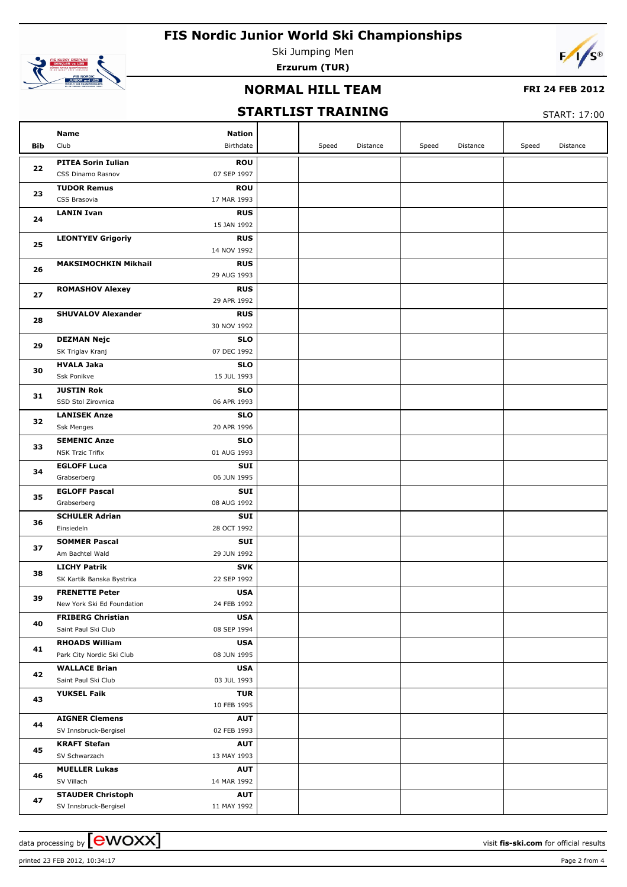# FIS Nordic Junior World Ski Championships

Ski Jumping Men

**Erzurum (TUR)**

## NORMAL HILL TEAM

**FRI 24 FEB 2012**

## STARTLIST TRAINING

START: 17:00

| Bib | Name / Club | Nation / Birthdate | | Speed | Distance | Speed | Distance | Speed | Distance |
|---|---|---|---|---|---|---|---|---|---|
| 22 | **PITEA Sorin Iulian** CSS Dinamo Rasnov | **ROU** 07 SEP 1997 | | | | | | | |
| 23 | **TUDOR Remus** CSS Brasovia | **ROU** 17 MAR 1993 | | | | | | | |
| 24 | **LANIN Ivan** | **RUS** 15 JAN 1992 | | | | | | | |
| 25 | **LEONTYEV Grigoriy** | **RUS** 14 NOV 1992 | | | | | | | |
| 26 | **MAKSIMOCHKIN Mikhail** | **RUS** 29 AUG 1993 | | | | | | | |
| 27 | **ROMASHOV Alexey** | **RUS** 29 APR 1992 | | | | | | | |
| 28 | **SHUVALOV Alexander** | **RUS** 30 NOV 1992 | | | | | | | |
| 29 | **DEZMAN Nejc** SK Triglav Kranj | **SLO** 07 DEC 1992 | | | | | | | |
| 30 | **HVALA Jaka** Ssk Ponikve | **SLO** 15 JUL 1993 | | | | | | | |
| 31 | **JUSTIN Rok** SSD Stol Zirovnica | **SLO** 06 APR 1993 | | | | | | | |
| 32 | **LANISEK Anze** Ssk Menges | **SLO** 20 APR 1996 | | | | | | | |
| 33 | **SEMENIC Anze** NSK Trzic Trifix | **SLO** 01 AUG 1993 | | | | | | | |
| 34 | **EGLOFF Luca** Grabserberg | **SUI** 06 JUN 1995 | | | | | | | |
| 35 | **EGLOFF Pascal** Grabserberg | **SUI** 08 AUG 1992 | | | | | | | |
| 36 | **SCHULER Adrian** Einsiedeln | **SUI** 28 OCT 1992 | | | | | | | |
| 37 | **SOMMER Pascal** Am Bachtel Wald | **SUI** 29 JUN 1992 | | | | | | | |
| 38 | **LICHY Patrik** SK Kartik Banska Bystrica | **SVK** 22 SEP 1992 | | | | | | | |
| 39 | **FRENETTE Peter** New York Ski Ed Foundation | **USA** 24 FEB 1992 | | | | | | | |
| 40 | **FRIBERG Christian** Saint Paul Ski Club | **USA** 08 SEP 1994 | | | | | | | |
| 41 | **RHOADS William** Park City Nordic Ski Club | **USA** 08 JUN 1995 | | | | | | | |
| 42 | **WALLACE Brian** Saint Paul Ski Club | **USA** 03 JUL 1993 | | | | | | | |
| 43 | **YUKSEL Faik** | **TUR** 10 FEB 1995 | | | | | | | |
| 44 | **AIGNER Clemens** SV Innsbruck-Bergisel | **AUT** 02 FEB 1993 | | | | | | | |
| 45 | **KRAFT Stefan** SV Schwarzach | **AUT** 13 MAY 1993 | | | | | | | |
| 46 | **MUELLER Lukas** SV Villach | **AUT** 14 MAR 1992 | | | | | | | |
| 47 | **STAUDER Christoph** SV Innsbruck-Bergisel | **AUT** 11 MAY 1992 | | | | | | | |

data processing by ewoxx — visit **fis-ski.com** for official results

printed 23 FEB 2012, 10:34:17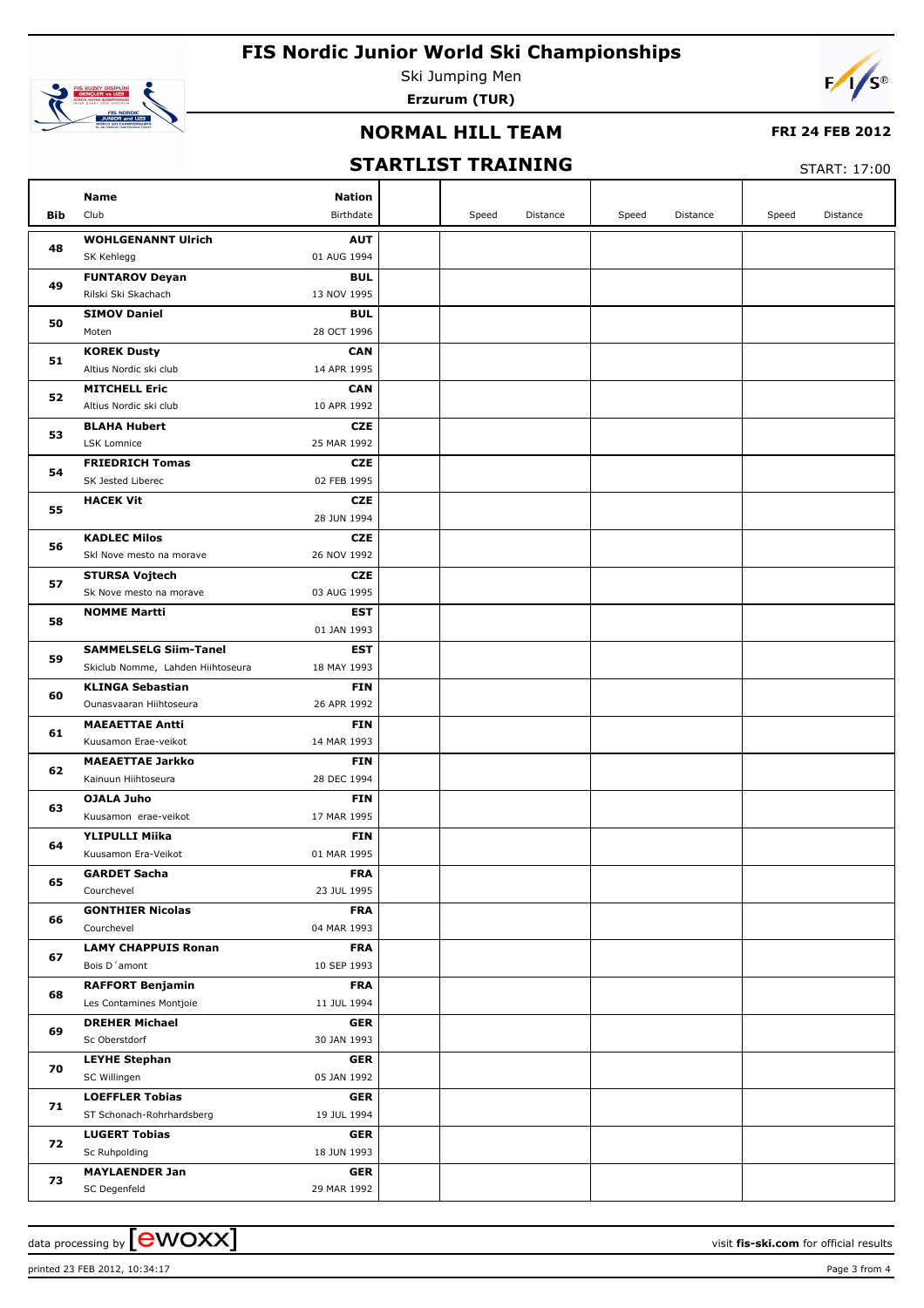# FIS Nordic Junior World Ski Championships

Ski Jumping Men

**Erzurum (TUR)**

## NORMAL HILL TEAM

**FRI 24 FEB 2012**

## STARTLIST TRAINING

START: 17:00

| Bib | Name / Club | Nation / Birthdate | | Speed | Distance | Speed | Distance | Speed | Distance |
|---|---|---|---|---|---|---|---|---|---|
| 48 | **WOHLGENANNT Ulrich**<br>SK Kehlegg | **AUT**<br>01 AUG 1994 | | | | | | | |
| 49 | **FUNTAROV Deyan**<br>Rilski Ski Skachach | **BUL**<br>13 NOV 1995 | | | | | | | |
| 50 | **SIMOV Daniel**<br>Moten | **BUL**<br>28 OCT 1996 | | | | | | | |
| 51 | **KOREK Dusty**<br>Altius Nordic ski club | **CAN**<br>14 APR 1995 | | | | | | | |
| 52 | **MITCHELL Eric**<br>Altius Nordic ski club | **CAN**<br>10 APR 1992 | | | | | | | |
| 53 | **BLAHA Hubert**<br>LSK Lomnice | **CZE**<br>25 MAR 1992 | | | | | | | |
| 54 | **FRIEDRICH Tomas**<br>SK Jested Liberec | **CZE**<br>02 FEB 1995 | | | | | | | |
| 55 | **HACEK Vit** | **CZE**<br>28 JUN 1994 | | | | | | | |
| 56 | **KADLEC Milos**<br>Skl Nove mesto na morave | **CZE**<br>26 NOV 1992 | | | | | | | |
| 57 | **STURSA Vojtech**<br>Sk Nove mesto na morave | **CZE**<br>03 AUG 1995 | | | | | | | |
| 58 | **NOMME Martti** | **EST**<br>01 JAN 1993 | | | | | | | |
| 59 | **SAMMELSELG Siim-Tanel**<br>Skiclub Nomme, Lahden Hiihtoseura | **EST**<br>18 MAY 1993 | | | | | | | |
| 60 | **KLINGA Sebastian**<br>Ounasvaaran Hiihtoseura | **FIN**<br>26 APR 1992 | | | | | | | |
| 61 | **MAEAETTAE Antti**<br>Kuusamon Erae-veikot | **FIN**<br>14 MAR 1993 | | | | | | | |
| 62 | **MAEAETTAE Jarkko**<br>Kainuun Hiihtoseura | **FIN**<br>28 DEC 1994 | | | | | | | |
| 63 | **OJALA Juho**<br>Kuusamon erae-veikot | **FIN**<br>17 MAR 1995 | | | | | | | |
| 64 | **YLIPULLI Miika**<br>Kuusamon Era-Veikot | **FIN**<br>01 MAR 1995 | | | | | | | |
| 65 | **GARDET Sacha**<br>Courchevel | **FRA**<br>23 JUL 1995 | | | | | | | |
| 66 | **GONTHIER Nicolas**<br>Courchevel | **FRA**<br>04 MAR 1993 | | | | | | | |
| 67 | **LAMY CHAPPUIS Ronan**<br>Bois D´amont | **FRA**<br>10 SEP 1993 | | | | | | | |
| 68 | **RAFFORT Benjamin**<br>Les Contamines Montjoie | **FRA**<br>11 JUL 1994 | | | | | | | |
| 69 | **DREHER Michael**<br>Sc Oberstdorf | **GER**<br>30 JAN 1993 | | | | | | | |
| 70 | **LEYHE Stephan**<br>SC Willingen | **GER**<br>05 JAN 1992 | | | | | | | |
| 71 | **LOEFFLER Tobias**<br>ST Schonach-Rohrhardsberg | **GER**<br>19 JUL 1994 | | | | | | | |
| 72 | **LUGERT Tobias**<br>Sc Ruhpolding | **GER**<br>18 JUN 1993 | | | | | | | |
| 73 | **MAYLAENDER Jan**<br>SC Degenfeld | **GER**<br>29 MAR 1992 | | | | | | | |

data processing by ewoxx — visit **fis-ski.com** for official results

printed 23 FEB 2012, 10:34:17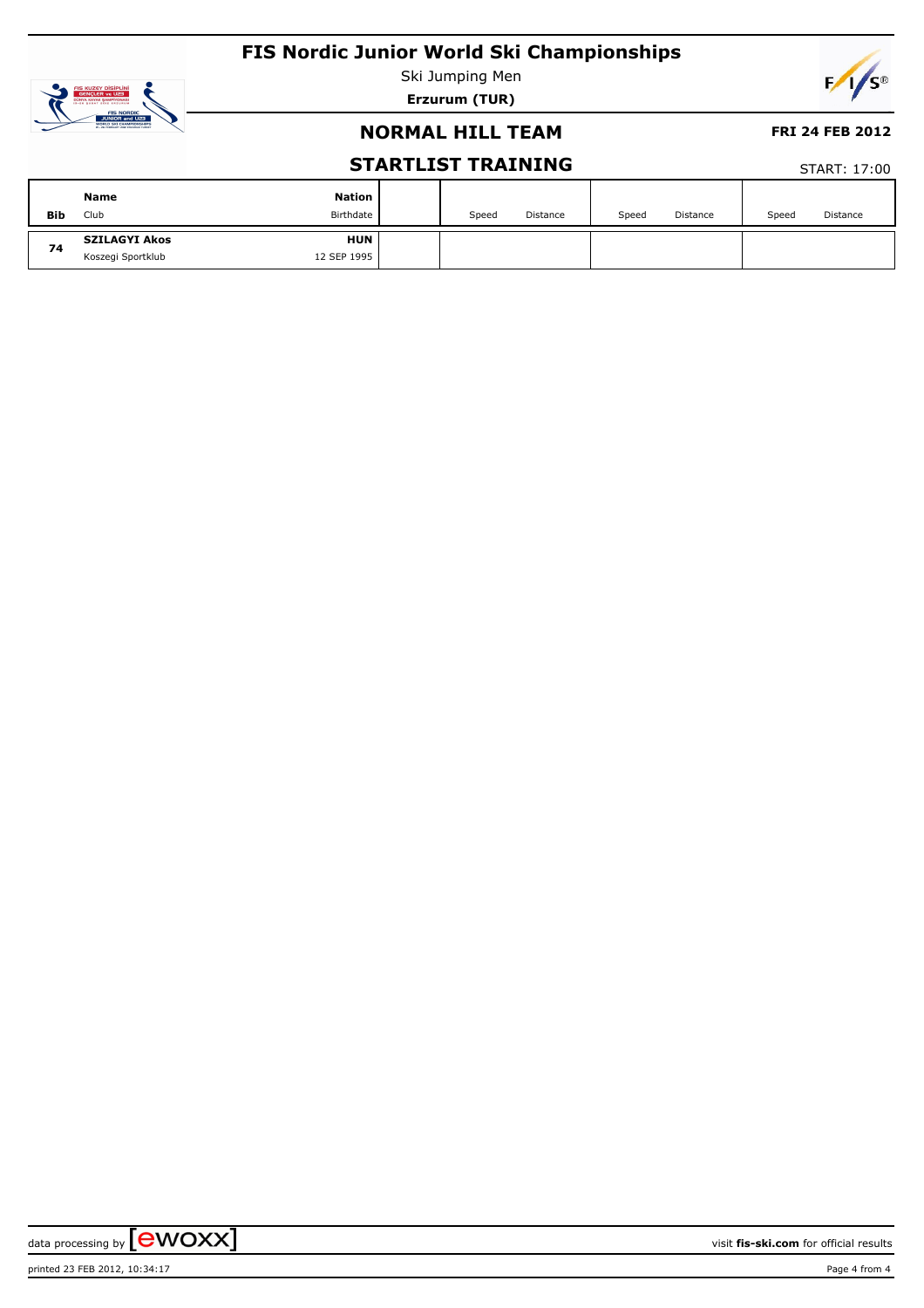# FIS Nordic Junior World Ski Championships

Ski Jumping Men

**Erzurum (TUR)**

## NORMAL HILL TEAM

**FRI 24 FEB 2012**

## STARTLIST TRAINING

START: 17:00

| Bib | Name / Club | Nation / Birthdate | | Speed | Distance | Speed | Distance | Speed | Distance |
|---|---|---|---|---|---|---|---|---|---|
| 74 | **SZILAGYI Akos** Koszegi Sportklub | **HUN** 12 SEP 1995 | | | | | | | |

data processing by [ewoxx]

visit **fis-ski.com** for official results

printed 23 FEB 2012, 10:34:17